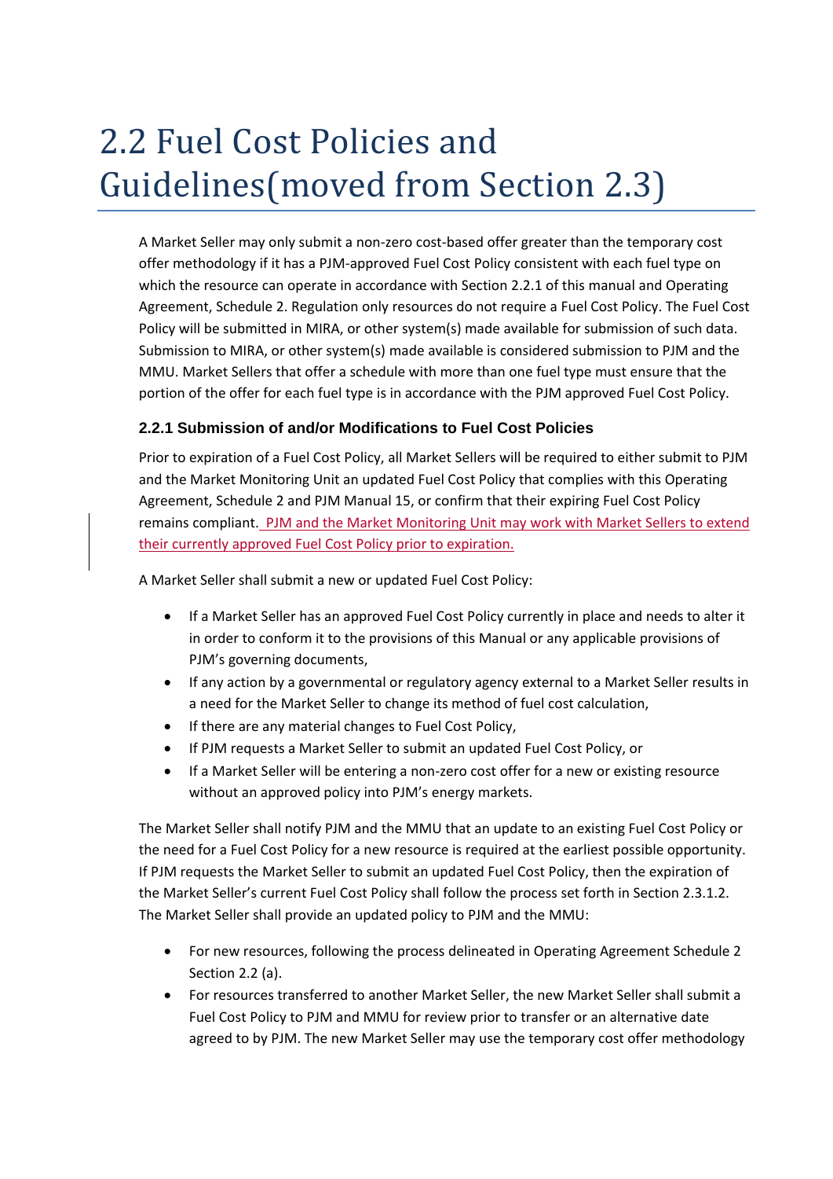# 2.2 Fuel Cost Policies and Guidelines(moved from Section 2.3)

A Market Seller may only submit a non-zero cost-based offer greater than the temporary cost offer methodology if it has a PJM-approved Fuel Cost Policy consistent with each fuel type on which the resource can operate in accordance with Section 2.2.1 of this manual and Operating Agreement, Schedule 2. Regulation only resources do not require a Fuel Cost Policy. The Fuel Cost Policy will be submitted in MIRA, or other system(s) made available for submission of such data. Submission to MIRA, or other system(s) made available is considered submission to PJM and the MMU. Market Sellers that offer a schedule with more than one fuel type must ensure that the portion of the offer for each fuel type is in accordance with the PJM approved Fuel Cost Policy.

### 2.2.1 Submission of and/or Modifications to Fuel Cost Policies

Prior to expiration of a Fuel Cost Policy, all Market Sellers will be required to either submit to PJM and the Market Monitoring Unit an updated Fuel Cost Policy that complies with this Operating Agreement, Schedule 2 and PJM Manual 15, or confirm that their expiring Fuel Cost Policy remains compliant. PJM and the Market Monitoring Unit may work with Market Sellers to extend their currently approved Fuel Cost Policy prior to expiration.

A Market Seller shall submit a new or updated Fuel Cost Policy:

- If a Market Seller has an approved Fuel Cost Policy currently in place and needs to alter it in order to conform it to the provisions of this Manual or any applicable provisions of PJM's governing documents,
- If any action by a governmental or regulatory agency external to a Market Seller results in a need for the Market Seller to change its method of fuel cost calculation,
- If there are any material changes to Fuel Cost Policy,
- If PJM requests a Market Seller to submit an updated Fuel Cost Policy, or
- If a Market Seller will be entering a non-zero cost offer for a new or existing resource without an approved policy into PJM's energy markets.

The Market Seller shall notify PJM and the MMU that an update to an existing Fuel Cost Policy or the need for a Fuel Cost Policy for a new resource is required at the earliest possible opportunity. If PJM requests the Market Seller to submit an updated Fuel Cost Policy, then the expiration of the Market Seller's current Fuel Cost Policy shall follow the process set forth in Section 2.3.1.2. The Market Seller shall provide an updated policy to PJM and the MMU:

- For new resources, following the process delineated in Operating Agreement Schedule 2 Section 2.2 (a).
- For resources transferred to another Market Seller, the new Market Seller shall submit a Fuel Cost Policy to PJM and MMU for review prior to transfer or an alternative date agreed to by PJM. The new Market Seller may use the temporary cost offer methodology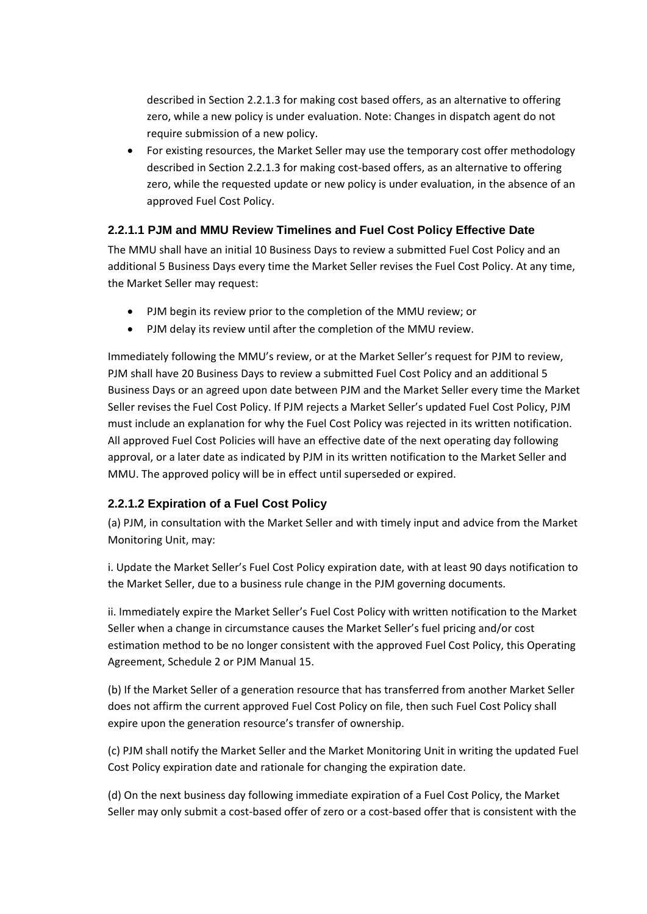described in Section 2.2.1.3 for making cost based offers, as an alternative to offering zero, while a new policy is under evaluation. Note: Changes in dispatch agent do not require submission of a new policy.

- For existing resources, the Market Seller may use the temporary cost offer methodology described in Section 2.2.1.3 for making cost-based offers, as an alternative to offering zero, while the requested update or new policy is under evaluation, in the absence of an approved Fuel Cost Policy.

### 2.2.1.1 PJM and MMU Review Timelines and Fuel Cost Policy Effective Date

The MMU shall have an initial 10 Business Days to review a submitted Fuel Cost Policy and an additional 5 Business Days every time the Market Seller revises the Fuel Cost Policy. At any time, the Market Seller may request:

- PJM begin its review prior to the completion of the MMU review; or
- PJM delay its review until after the completion of the MMU review.

Immediately following the MMU's review, or at the Market Seller's request for PJM to review, PJM shall have 20 Business Days to review a submitted Fuel Cost Policy and an additional 5 Business Days or an agreed upon date between PJM and the Market Seller every time the Market Seller revises the Fuel Cost Policy. If PJM rejects a Market Seller's updated Fuel Cost Policy, PJM must include an explanation for why the Fuel Cost Policy was rejected in its written notification. All approved Fuel Cost Policies will have an effective date of the next operating day following approval, or a later date as indicated by PJM in its written notification to the Market Seller and MMU. The approved policy will be in effect until superseded or expired.

### 2.2.1.2 Expiration of a Fuel Cost Policy

(a) PJM, in consultation with the Market Seller and with timely input and advice from the Market Monitoring Unit, may:

i. Update the Market Seller's Fuel Cost Policy expiration date, with at least 90 days notification to the Market Seller, due to a business rule change in the PJM governing documents.

ii. Immediately expire the Market Seller's Fuel Cost Policy with written notification to the Market Seller when a change in circumstance causes the Market Seller's fuel pricing and/or cost estimation method to be no longer consistent with the approved Fuel Cost Policy, this Operating Agreement, Schedule 2 or PJM Manual 15.

(b) If the Market Seller of a generation resource that has transferred from another Market Seller does not affirm the current approved Fuel Cost Policy on file, then such Fuel Cost Policy shall expire upon the generation resource's transfer of ownership.

(c) PJM shall notify the Market Seller and the Market Monitoring Unit in writing the updated Fuel Cost Policy expiration date and rationale for changing the expiration date.

(d) On the next business day following immediate expiration of a Fuel Cost Policy, the Market Seller may only submit a cost-based offer of zero or a cost-based offer that is consistent with the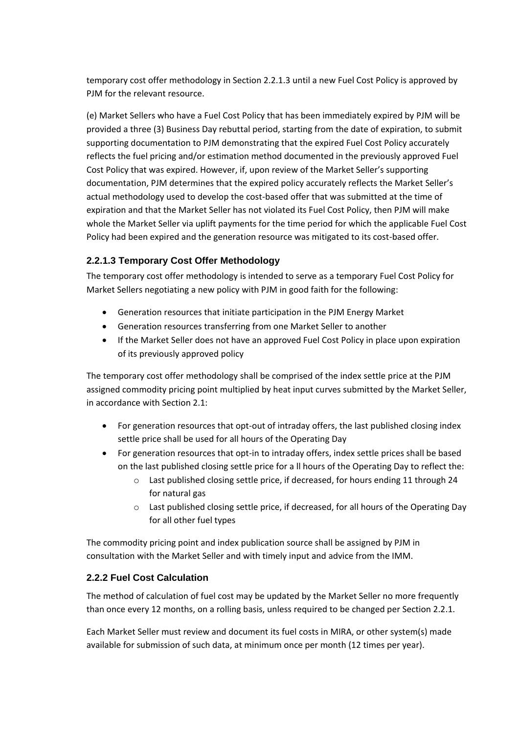temporary cost offer methodology in Section 2.2.1.3 until a new Fuel Cost Policy is approved by PJM for the relevant resource.

(e) Market Sellers who have a Fuel Cost Policy that has been immediately expired by PJM will be provided a three (3) Business Day rebuttal period, starting from the date of expiration, to submit supporting documentation to PJM demonstrating that the expired Fuel Cost Policy accurately reflects the fuel pricing and/or estimation method documented in the previously approved Fuel Cost Policy that was expired. However, if, upon review of the Market Seller's supporting documentation, PJM determines that the expired policy accurately reflects the Market Seller's actual methodology used to develop the cost-based offer that was submitted at the time of expiration and that the Market Seller has not violated its Fuel Cost Policy, then PJM will make whole the Market Seller via uplift payments for the time period for which the applicable Fuel Cost Policy had been expired and the generation resource was mitigated to its cost-based offer.

### 2.2.1.3 Temporary Cost Offer Methodology

The temporary cost offer methodology is intended to serve as a temporary Fuel Cost Policy for Market Sellers negotiating a new policy with PJM in good faith for the following:

- Generation resources that initiate participation in the PJM Energy Market
- Generation resources transferring from one Market Seller to another
- If the Market Seller does not have an approved Fuel Cost Policy in place upon expiration of its previously approved policy

The temporary cost offer methodology shall be comprised of the index settle price at the PJM assigned commodity pricing point multiplied by heat input curves submitted by the Market Seller, in accordance with Section 2.1:

- For generation resources that opt-out of intraday offers, the last published closing index settle price shall be used for all hours of the Operating Day
- For generation resources that opt-in to intraday offers, index settle prices shall be based on the last published closing settle price for a ll hours of the Operating Day to reflect the:
  - Last published closing settle price, if decreased, for hours ending 11 through 24 for natural gas
  - Last published closing settle price, if decreased, for all hours of the Operating Day for all other fuel types

The commodity pricing point and index publication source shall be assigned by PJM in consultation with the Market Seller and with timely input and advice from the IMM.

## 2.2.2 Fuel Cost Calculation

The method of calculation of fuel cost may be updated by the Market Seller no more frequently than once every 12 months, on a rolling basis, unless required to be changed per Section 2.2.1.

Each Market Seller must review and document its fuel costs in MIRA, or other system(s) made available for submission of such data, at minimum once per month (12 times per year).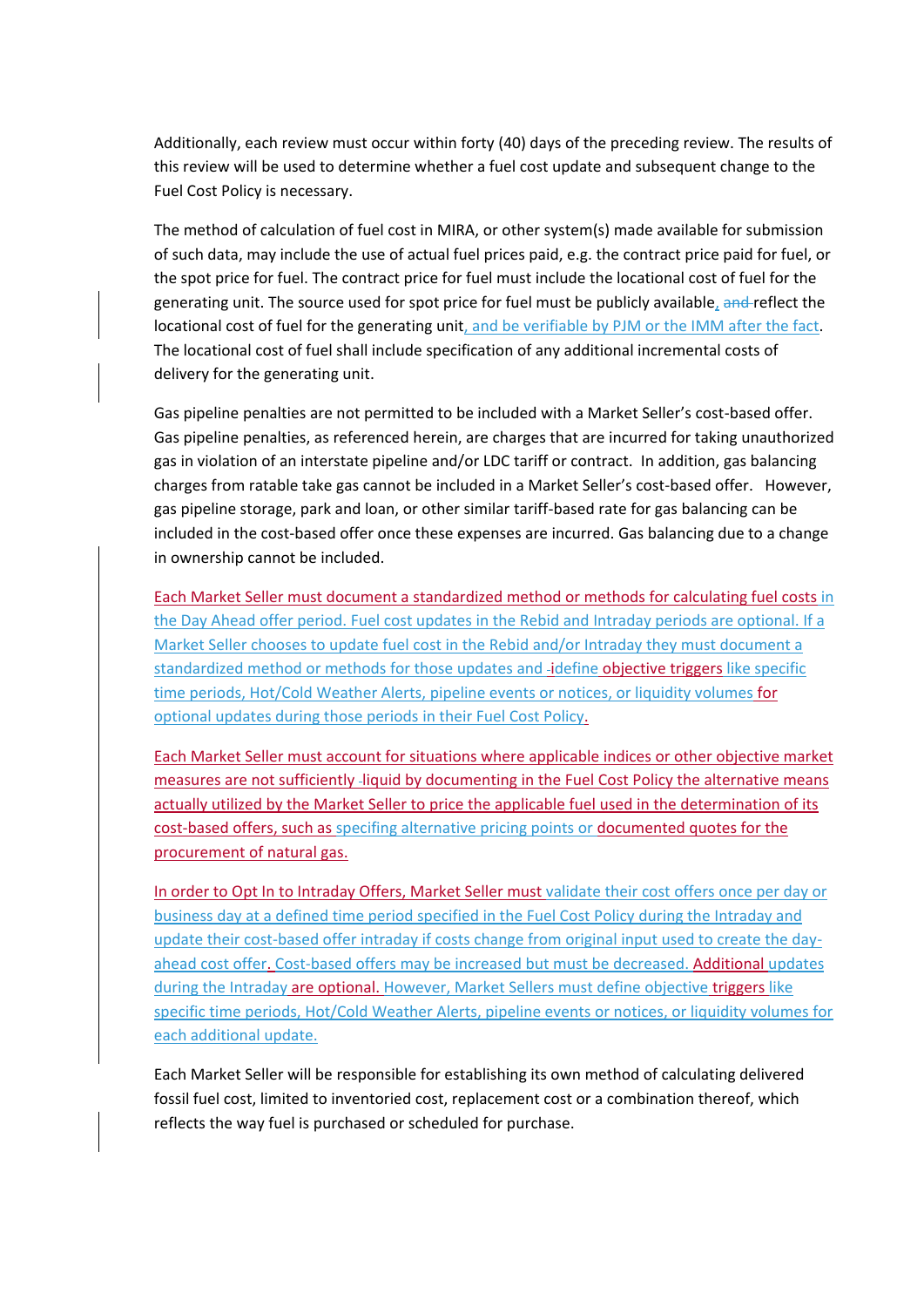Additionally, each review must occur within forty (40) days of the preceding review. The results of this review will be used to determine whether a fuel cost update and subsequent change to the Fuel Cost Policy is necessary.

The method of calculation of fuel cost in MIRA, or other system(s) made available for submission of such data, may include the use of actual fuel prices paid, e.g. the contract price paid for fuel, or the spot price for fuel. The contract price for fuel must include the locational cost of fuel for the generating unit. The source used for spot price for fuel must be publicly available, ~~and~~ reflect the locational cost of fuel for the generating unit, and be verifiable by PJM or the IMM after the fact. The locational cost of fuel shall include specification of any additional incremental costs of delivery for the generating unit.

Gas pipeline penalties are not permitted to be included with a Market Seller's cost-based offer. Gas pipeline penalties, as referenced herein, are charges that are incurred for taking unauthorized gas in violation of an interstate pipeline and/or LDC tariff or contract. In addition, gas balancing charges from ratable take gas cannot be included in a Market Seller's cost-based offer. However, gas pipeline storage, park and loan, or other similar tariff-based rate for gas balancing can be included in the cost-based offer once these expenses are incurred. Gas balancing due to a change in ownership cannot be included.

Each Market Seller must document a standardized method or methods for calculating fuel costs in the Day Ahead offer period. Fuel cost updates in the Rebid and Intraday periods are optional. If a Market Seller chooses to update fuel cost in the Rebid and/or Intraday they must document a standardized method or methods for those updates and ~~i~~define objective triggers like specific time periods, Hot/Cold Weather Alerts, pipeline events or notices, or liquidity volumes for optional updates during those periods in their Fuel Cost Policy.

Each Market Seller must account for situations where applicable indices or other objective market measures are not sufficiently liquid by documenting in the Fuel Cost Policy the alternative means actually utilized by the Market Seller to price the applicable fuel used in the determination of its cost-based offers, such as specifing alternative pricing points or documented quotes for the procurement of natural gas.

In order to Opt In to Intraday Offers, Market Seller must validate their cost offers once per day or business day at a defined time period specified in the Fuel Cost Policy during the Intraday and update their cost-based offer intraday if costs change from original input used to create the day-ahead cost offer. Cost-based offers may be increased but must be decreased. Additional updates during the Intraday are optional. However, Market Sellers must define objective triggers like specific time periods, Hot/Cold Weather Alerts, pipeline events or notices, or liquidity volumes for each additional update.

Each Market Seller will be responsible for establishing its own method of calculating delivered fossil fuel cost, limited to inventoried cost, replacement cost or a combination thereof, which reflects the way fuel is purchased or scheduled for purchase.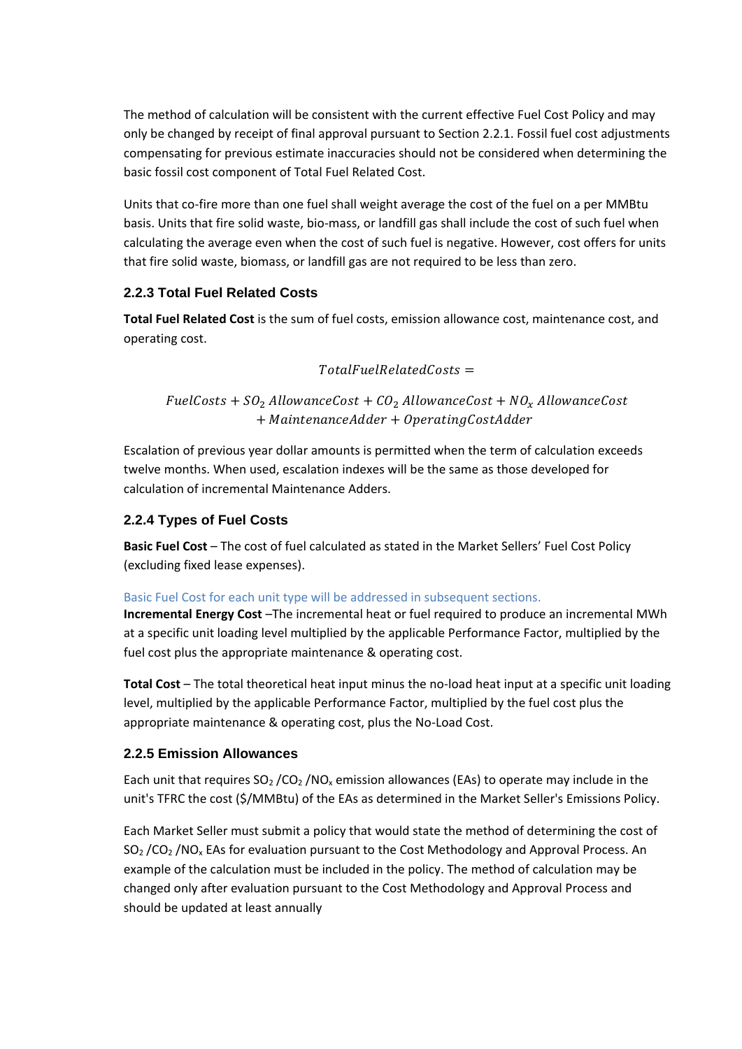The method of calculation will be consistent with the current effective Fuel Cost Policy and may only be changed by receipt of final approval pursuant to Section 2.2.1. Fossil fuel cost adjustments compensating for previous estimate inaccuracies should not be considered when determining the basic fossil cost component of Total Fuel Related Cost.

Units that co-fire more than one fuel shall weight average the cost of the fuel on a per MMBtu basis. Units that fire solid waste, bio-mass, or landfill gas shall include the cost of such fuel when calculating the average even when the cost of such fuel is negative. However, cost offers for units that fire solid waste, biomass, or landfill gas are not required to be less than zero.

### 2.2.3 Total Fuel Related Costs

**Total Fuel Related Cost** is the sum of fuel costs, emission allowance cost, maintenance cost, and operating cost.

$$TotalFuelRelatedCosts =$$

$$FuelCosts + SO_2\ AllowanceCost + CO_2\ AllowanceCost + NO_x\ AllowanceCost + MaintenanceAdder + OperatingCostAdder$$

Escalation of previous year dollar amounts is permitted when the term of calculation exceeds twelve months. When used, escalation indexes will be the same as those developed for calculation of incremental Maintenance Adders.

### 2.2.4 Types of Fuel Costs

**Basic Fuel Cost** – The cost of fuel calculated as stated in the Market Sellers' Fuel Cost Policy (excluding fixed lease expenses).

Basic Fuel Cost for each unit type will be addressed in subsequent sections.

**Incremental Energy Cost** –The incremental heat or fuel required to produce an incremental MWh at a specific unit loading level multiplied by the applicable Performance Factor, multiplied by the fuel cost plus the appropriate maintenance & operating cost.

**Total Cost** – The total theoretical heat input minus the no-load heat input at a specific unit loading level, multiplied by the applicable Performance Factor, multiplied by the fuel cost plus the appropriate maintenance & operating cost, plus the No-Load Cost.

### 2.2.5 Emission Allowances

Each unit that requires $SO_2$ /$CO_2$ /$NO_x$ emission allowances (EAs) to operate may include in the unit's TFRC the cost ($/MMBtu) of the EAs as determined in the Market Seller's Emissions Policy.

Each Market Seller must submit a policy that would state the method of determining the cost of $SO_2$ /$CO_2$ /$NO_x$ EAs for evaluation pursuant to the Cost Methodology and Approval Process. An example of the calculation must be included in the policy. The method of calculation may be changed only after evaluation pursuant to the Cost Methodology and Approval Process and should be updated at least annually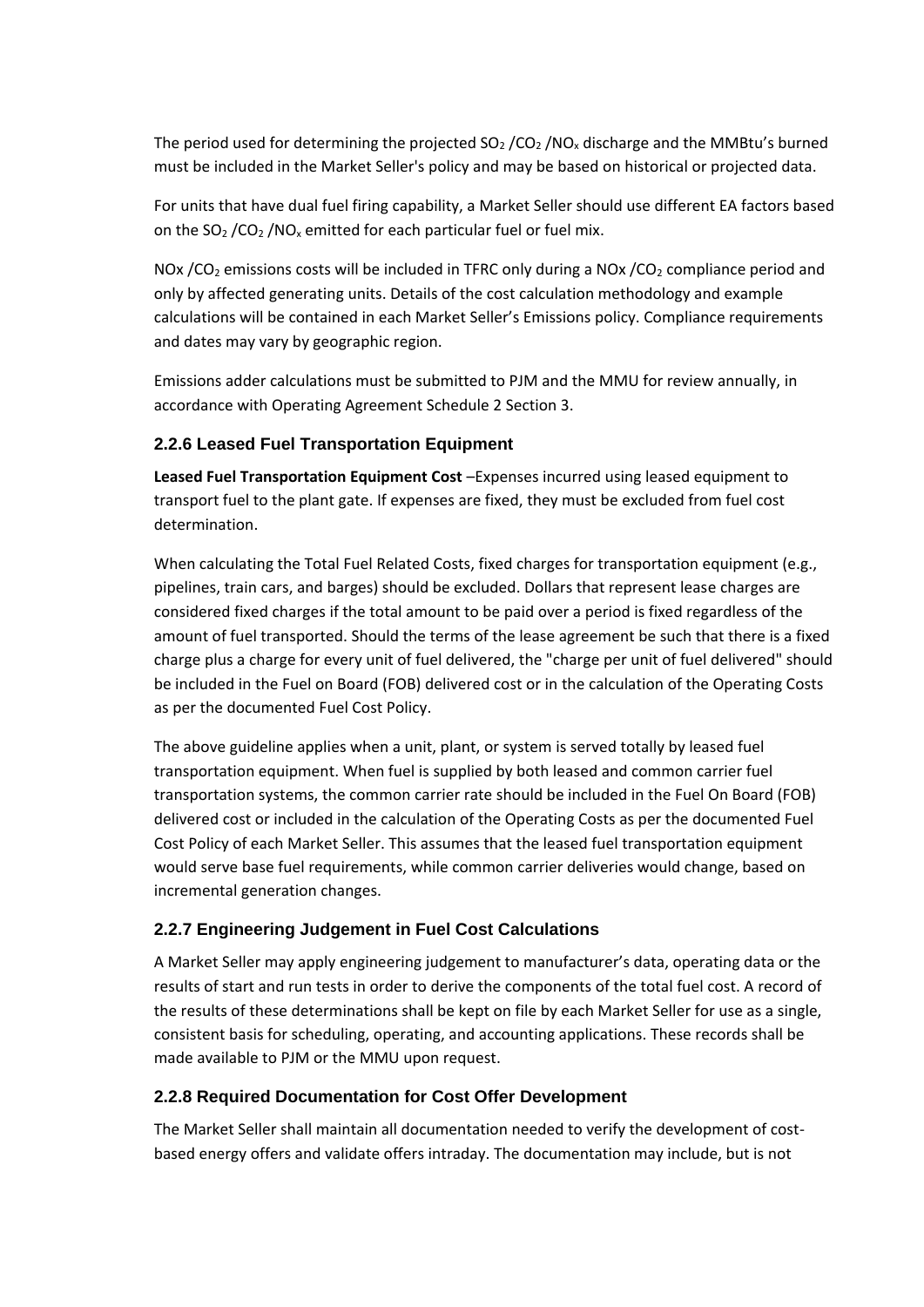The period used for determining the projected $SO_2$ /$CO_2$ /$NO_x$ discharge and the MMBtu's burned must be included in the Market Seller's policy and may be based on historical or projected data.

For units that have dual fuel firing capability, a Market Seller should use different EA factors based on the $SO_2$ /$CO_2$ /$NO_x$ emitted for each particular fuel or fuel mix.

NOx /$CO_2$ emissions costs will be included in TFRC only during a NOx /$CO_2$ compliance period and only by affected generating units. Details of the cost calculation methodology and example calculations will be contained in each Market Seller's Emissions policy. Compliance requirements and dates may vary by geographic region.

Emissions adder calculations must be submitted to PJM and the MMU for review annually, in accordance with Operating Agreement Schedule 2 Section 3.

### 2.2.6 Leased Fuel Transportation Equipment

**Leased Fuel Transportation Equipment Cost** –Expenses incurred using leased equipment to transport fuel to the plant gate. If expenses are fixed, they must be excluded from fuel cost determination.

When calculating the Total Fuel Related Costs, fixed charges for transportation equipment (e.g., pipelines, train cars, and barges) should be excluded. Dollars that represent lease charges are considered fixed charges if the total amount to be paid over a period is fixed regardless of the amount of fuel transported. Should the terms of the lease agreement be such that there is a fixed charge plus a charge for every unit of fuel delivered, the "charge per unit of fuel delivered" should be included in the Fuel on Board (FOB) delivered cost or in the calculation of the Operating Costs as per the documented Fuel Cost Policy.

The above guideline applies when a unit, plant, or system is served totally by leased fuel transportation equipment. When fuel is supplied by both leased and common carrier fuel transportation systems, the common carrier rate should be included in the Fuel On Board (FOB) delivered cost or included in the calculation of the Operating Costs as per the documented Fuel Cost Policy of each Market Seller. This assumes that the leased fuel transportation equipment would serve base fuel requirements, while common carrier deliveries would change, based on incremental generation changes.

### 2.2.7 Engineering Judgement in Fuel Cost Calculations

A Market Seller may apply engineering judgement to manufacturer's data, operating data or the results of start and run tests in order to derive the components of the total fuel cost. A record of the results of these determinations shall be kept on file by each Market Seller for use as a single, consistent basis for scheduling, operating, and accounting applications. These records shall be made available to PJM or the MMU upon request.

### 2.2.8 Required Documentation for Cost Offer Development

The Market Seller shall maintain all documentation needed to verify the development of cost-based energy offers and validate offers intraday. The documentation may include, but is not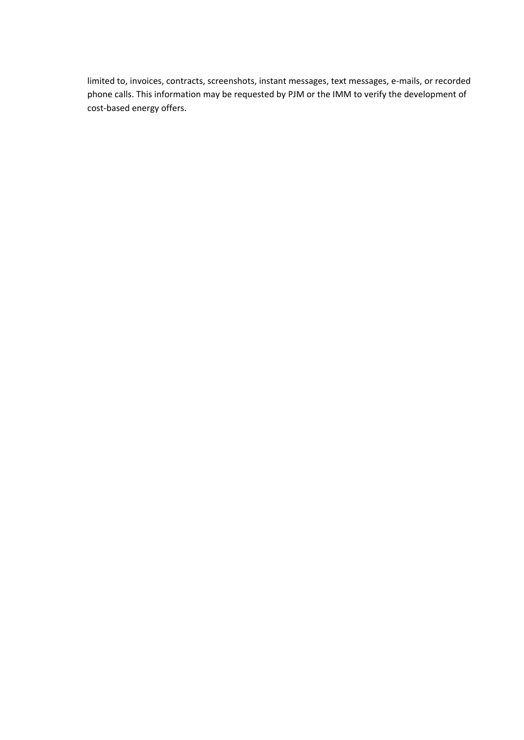limited to, invoices, contracts, screenshots, instant messages, text messages, e-mails, or recorded phone calls. This information may be requested by PJM or the IMM to verify the development of cost-based energy offers.